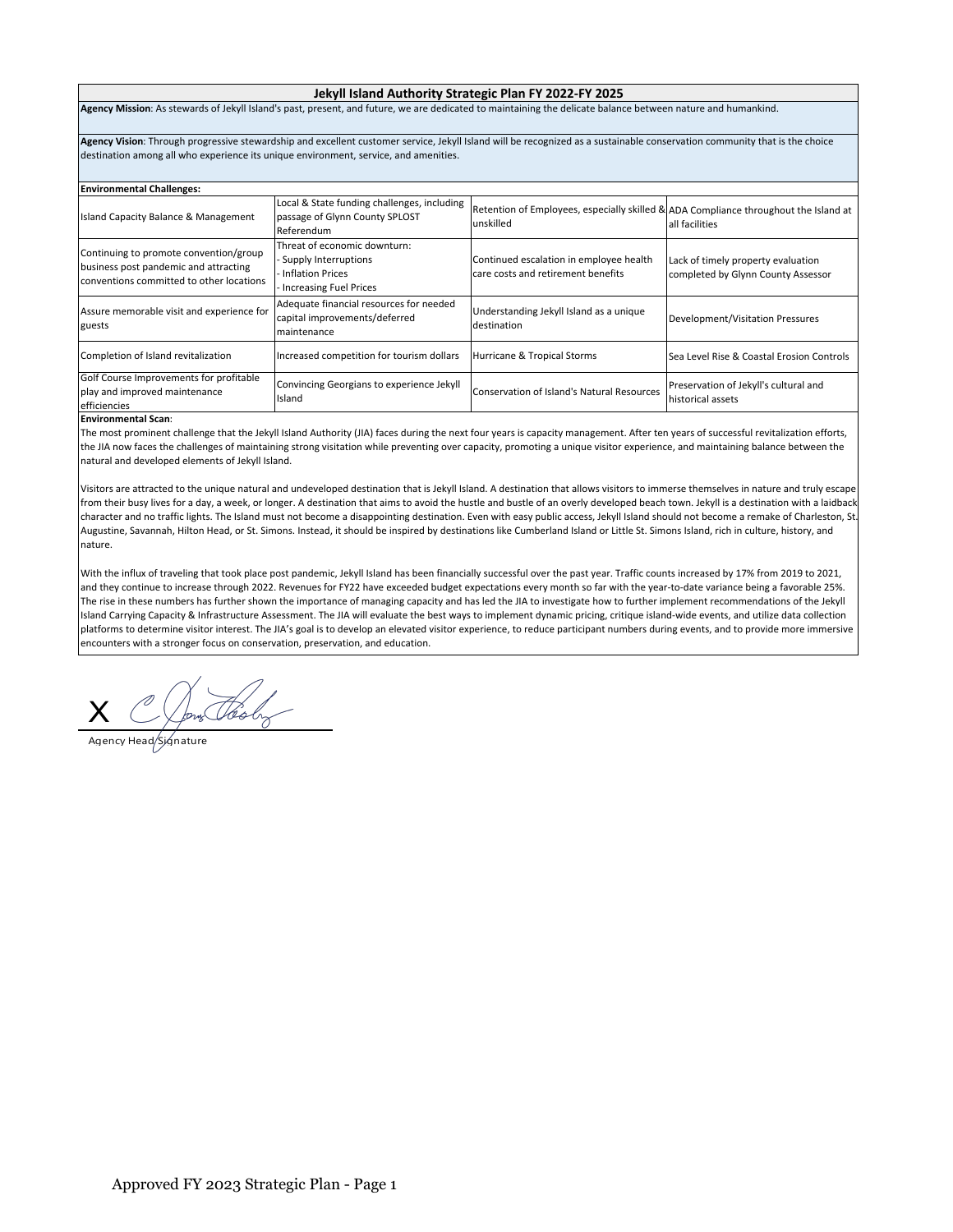# Jekyll Island Authority Strategic Plan FY 2022-FY 2025

**Agency Mission**: As stewards of Jekyll Island's past, present, and future, we are dedicated to maintaining the delicate balance between nature and humankind.

**Agency Vision**: Through progressive stewardship and excellent customer service, Jekyll Island will be recognized as a sustainable conservation community that is the choice destination among all who experience its unique environment, service, and amenities.

**Environmental Challenges:**

| | | | |
|---|---|---|---|
| Island Capacity Balance & Management | Local & State funding challenges, including passage of Glynn County SPLOST Referendum | Retention of Employees, especially skilled & unskilled | ADA Compliance throughout the Island at all facilities |
| Continuing to promote convention/group business post pandemic and attracting conventions committed to other locations | Threat of economic downturn:<br>- Supply Interruptions<br>- Inflation Prices<br>- Increasing Fuel Prices | Continued escalation in employee health care costs and retirement benefits | Lack of timely property evaluation completed by Glynn County Assessor |
| Assure memorable visit and experience for guests | Adequate financial resources for needed capital improvements/deferred maintenance | Understanding Jekyll Island as a unique destination | Development/Visitation Pressures |
| Completion of Island revitalization | Increased competition for tourism dollars | Hurricane & Tropical Storms | Sea Level Rise & Coastal Erosion Controls |
| Golf Course Improvements for profitable play and improved maintenance efficiencies | Convincing Georgians to experience Jekyll Island | Conservation of Island's Natural Resources | Preservation of Jekyll's cultural and historical assets |

**Environmental Scan**:

The most prominent challenge that the Jekyll Island Authority (JIA) faces during the next four years is capacity management. After ten years of successful revitalization efforts, the JIA now faces the challenges of maintaining strong visitation while preventing over capacity, promoting a unique visitor experience, and maintaining balance between the natural and developed elements of Jekyll Island.

Visitors are attracted to the unique natural and undeveloped destination that is Jekyll Island. A destination that allows visitors to immerse themselves in nature and truly escape from their busy lives for a day, a week, or longer. A destination that aims to avoid the hustle and bustle of an overly developed beach town. Jekyll is a destination with a laidback character and no traffic lights. The Island must not become a disappointing destination. Even with easy public access, Jekyll Island should not become a remake of Charleston, St. Augustine, Savannah, Hilton Head, or St. Simons. Instead, it should be inspired by destinations like Cumberland Island or Little St. Simons Island, rich in culture, history, and nature.

With the influx of traveling that took place post pandemic, Jekyll Island has been financially successful over the past year. Traffic counts increased by 17% from 2019 to 2021, and they continue to increase through 2022. Revenues for FY22 have exceeded budget expectations every month so far with the year-to-date variance being a favorable 25%. The rise in these numbers has further shown the importance of managing capacity and has led the JIA to investigate how to further implement recommendations of the Jekyll Island Carrying Capacity & Infrastructure Assessment. The JIA will evaluate the best ways to implement dynamic pricing, critique island-wide events, and utilize data collection platforms to determine visitor interest. The JIA's goal is to develop an elevated visitor experience, to reduce participant numbers during events, and to provide more immersive encounters with a stronger focus on conservation, preservation, and education.

X

Agency Head Signature

Approved FY 2023 Strategic Plan - Page 1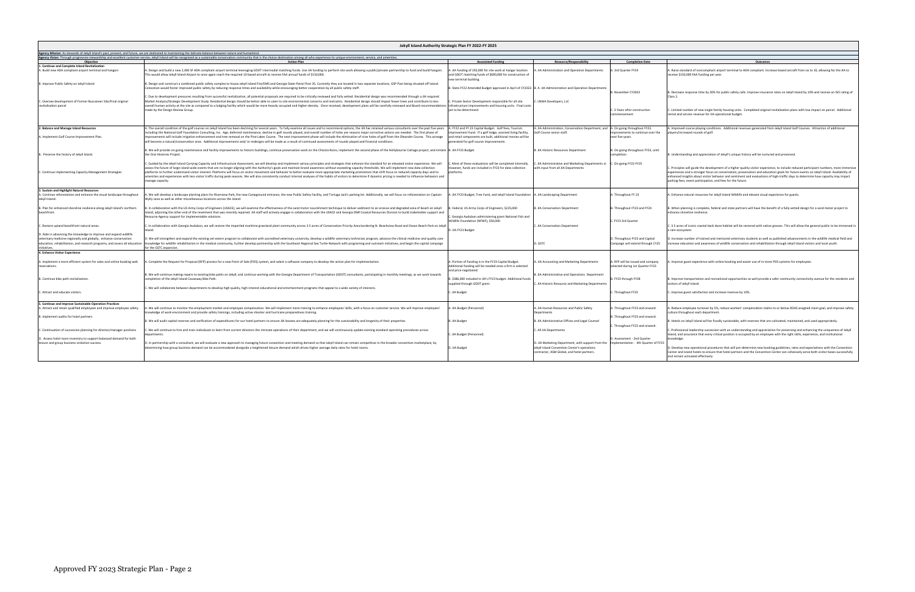# Jekyll Island Authority Strategic Plan FY 2022-FY 2025

**Agency Mission:** As stewards of Jekyll Island's past, present, and future, we are dedicated to maintaining the delicate balance between nature and humankind.

**Agency Vision:** Through progressive stewardship and excellent customer service, Jekyll Island will be recognized as a sustainable conservation community that is the choice destination among all who experience its unique environment, service, and amenities.

| Objective | Action Plan | Associated Funding | Resource/Responsibility | Completion Date | Outcomes |
|---|---|---|---|---|---|
| **1. Continue and Complete Island Revitalization** | | | | | |
| A. Build new ADA compliant airport terminal and hangars | A. Design and build a new 2,400 SF ADA compliant airport terminal leveraging GDOT intermodal matching funds. Use JIA funding to perform site work allowing a public/private partnership to fund and build hangars. This would allow Jekyll Island Airport to once again reach the required 10 based aircraft to receive FAA annual funds of $150,000. | A. JIA funding of 250,000 for site work at hangar location and GDOT matching funds of $600,000 for construction of new terminal building. | A. JIA Administration and Operation Departments | A. 3rd Quarter FY24 | A. Raise standard of noncompliant airport terminal to ADA compliant. Increase based aircraft from six to 10, allowing for the JIA to receive $150,000 FAA funding per year. |
| B. Improve Public Safety on Jekyll Island | B. Design and construct a combined public safety complex to house Jekyll Island Fire/EMS and Georgia State Patrol Post 35. Currently they are located in two separate locations, GSP Post being situated off Island. Colocation would foster improved public safety by reducing response times and availability while encouraging better cooperation by all public safety staff. | B. State FY22 Amended Budget approved in April of CY2022. | B. A. JIA Administration and Operation Departments | B. November CY2023 | B. Decrease response time by 20% for public safety calls. Improve insurance rates on Jekyll Island by 10% and receive an ISO rating of Class 2. |
| C. Oversee development of Former Buccaneer Site/Final original revitalization parcel | C. Due to development pressures resulting from successful revitalization, all potential proposals are required to be critically reviewed and fully vetted. Residential design was recommended through a JIA required Market Analysis/Strategic Development Study. Residential design should be better able to cater to site environmental concerns and restraints. Residential design should impact fewer trees and contribute to less overall human activity at the site as compared to a lodging facility which would be more heavily occupied and higher-density. Once received, development plans will be carefully reviewed and Board recommendations made by the Design Review Group. | C. Private Sector Development responsible for all site infrastructure improvements and housing units. Final costs yet to be determined. | C. LNWA Developers, LLC | C. 3 Years after construction commencement | C. Limited number of new single family housing units. Completed original revitalization plans with low impact on parcel. Additional rental and service revenue for JIA operational budget. |
| **2. Balance and Manage Island Resources** | | | | | |
| A. Implement Golf Course Improvement Plan. | A. The overall condition of the golf courses on Jekyll Island has been declining for several years. To fully examine all issues and to recommend options, the JIA has retained various consultants over the past five years including the National Golf Foundation Consulting, Inc. Age, deferred maintenance, decline in golf rounds played, and overall number of holes are reasons major corrective actions are needed. The first phase of improvements will include irrigation enhancement and tree removal on the Pine Lakes Course. The next improvement phase will include the elimination of nine holes of golf from the Oleander Course. This acreage will become a natural/conservation area. Additional improvements and/ or redesigns will be made as a result of continued assessments of rounds played and financial conditions. | A. FY22 and FY 23 Capital Budget. Golf fees, Tourism Improvement Fund. If a golf lodge, assisted living facility, and retail components are built, additional monies will be generated for golf course improvements. | A. JIA Administration, Conservation Department, and Golf Course senior staff. | A. On-going throughout FY23. Improvements to continue over the next five-years. | A. Improved course playing conditions. Additional revenues generated from Jekyll Island Golf Courses. Attraction of additional players/increased rounds of golf. |
| B. Preserve the history of Jekyll Island. | B. We will provide on-going maintenance and facility improvements to historic buildings, continue preservation work on the Chicota Ruins, implement the second phase of the Hollybourne Cottage project, and initiate the Oral Histories Project. | B. JIA FY23 Budget | B. JIA Historic Resources Department | B. On-going throughout FY23, until completion | B. Understanding and appreciation of Jekyll's unique history will be nurtured and preserved. |
| C. Continue implementing Capacity Management Strategies | C. Guided by the Jekyll Island Carrying Capacity and Infrastructure Assessment, we will develop and implement various principles and strategies that enhance the standard for an elevated visitor experience. We will assess the future of large island-wide events that are no longer aligning with the Authority's goals and maintain brand awareness without exceeding capacity thresholds. We will implement new data collection platforms to further understand visitor interest. Platforms will focus on visitor movement and behavior to better evaluate more appropriate marketing promotions that shift focus to reduced capacity days and to amenities and experiences with less visitor traffic during peak seasons. We will also consistently conduct internal analyses of the habits of visitors to determine if dynamic pricing is needed to influence behaviors and manage capacity. | C. Most of these evaluations will be completed internally. However, funds are included in FY23 for data collection platforms. | C. JIA Administrative and Marketing Departments in with input from all JIA Departments | C. On-going FY23-FY25 | C. Principles will guide the development of a higher quality visitor experience, to include reduced participant numbers, more immersive experiences and a stronger focus on conservation, preservation and education goals for future events on Jekyll Island. Availability of enhanced insights about visitor behavior and sentiment and evaluations of high-traffic days to determine how capacity may impact parking fees, event participation, and fees for the future. |
| **3. Sustain and Highlight Natural Resources** | | | | | |
| A. Continue reforestation and enhance the visual landscape throughout Jekyll Island. | A. We will develop a landscape planting plans for Riverview Park, the new Campground entrance, the new Public Safety Facility, and Tortuga Jack's parking lot. Additionally, we will focus on reforestation on Captain Wylly Lane as well as other miscellaneous locations across the Island. | A. JIA FY23 Budget, Tree Fund, and Jekyll Island Foundation | A. JIA Landscaping Department | A. Throughout FY 23 | A. Enhance natural resources for Jekyll Island Wildlife and elevate visual experience for guests. |
| B. Plan for enhanced shoreline resilience along Jekyll Island's northern beachfront. | B. In collaboration with the US Army Corps of Engineers (USACE), we will examine the effectiveness of the sand motor nourishment technique to deliver sediment to an erosive and degraded area of beach on Jekyll Island, adjoining the other end of the revetment that was recently repaired. JIA staff will actively engage in collaboration with the USACE and Georgia DNR Coastal Resources Division to build stakeholder support and Resource Agency support for implementable solutions. | B. Federal, US Army Corps of Engineers, $225,000 | B. JIA Conservation Department | B. Throughout FY23 and FY24 | B. When planning is complete, federal and state partners will have the benefit of a fully vetted design for a sand motor project to enhance shoreline resilience. |
| C. Restore upland beachfront natural areas. | C. In collaboration with Georgia Audubon, we will restore the imperiled maritime grassland plant community across 3.5 acres of Conservation Priority Area bordering N. Beachview Road and Ocean Beach Park on Jekyll Island. | C. Georgia Audubon administering grant National Fish and Wildlife Foundation (NFWF), $50,000 | C. JIA Conservation Department | C. FY23 3rd Quarter | C. 3.5 acres of iconic coastal back dune habitat will be restored with native grasses. This will allow the general public to be immersed in a rare ecosystem. |
| D. Aide in advancing the knowledge to improve and expand wildlife veterinary medicine regionally and globally, enhance conservation education, rehabilitation, and research programs, and assess all education initiatives. | D. We will strengthen and expand the existing vet extern program to collaborate with accredited veterinary university, develop a wildlife veterinary technician program, advance the clinical medicine and quality care knowledge for wildlife rehabilitation in the medical community, further develop partnership with the Southeast Regional Sea Turtle Network with programing and outreach initiatives, and begin the capital campaign for the GSTC expansion. | D. JIA FY23 Budget | D. GSTC | D. Throughout FY23 and Capital Campaign will extend through CY25 | D. Increase number of trained and mentored veterinary students as well as published advancements in the wildlife medical field and increase education and awareness of wildlife conservation and rehabilitation through Jekyll Island visitors and local youth. |
| **4. Enhance Visitor Experience** | | | | | |
| A. Implement a more efficient system for sales and online booking web reservations. | A. Complete the Request for Proposal (RFP) process for a new Point of Sale (POS) system, and select a software company to develop the action plan for implementation. | A. Portion of funding is in the FY23 Capital Budget. Additional funding will be needed once a firm is selected and price negotiated. | A. JIA Accounting and Marketing Departments | A. RFP will be issued and company selected during 1st Quarter FY23 | A. Improve guest experience with online booking and easier use of in-store POS systems for employees. |
| B. Continue bike path revitalization. | B. We will continue making repairs to existing bike paths on Jekyll, and continue working with the Georgia Department of Transportation (GDOT) consultants, participating in monthly meetings, as we work towards completion of the Jekyll Island Causeway Bike Path. | B. $386,000 included in JIA's FY23 budget. Additional funds supplied through GDOT grant. | B. JIA Administrative and Operations Department | B. FY23 through FY28 | B. Improve transportation and recreational opportunities as well provide a safer community connectivity avenue for the residents and visitors of Jekyll Island. |
| C. Attract and educate visitors. | C. We will collaborate between departments to develop high quality, high interest educational and entertainment programs that appeal to a wide variety of interests. | C. JIA Budget | C. JIA Historic Resource and Marketing Departments | C. Throughout FY23 | C. Improve guest satisfaction and increase revenue by 10%. |
| **5. Continue and Improve Sustainable Operation Practices** | | | | | |
| A. Attract and retain qualified employees and improve employee safety. | A. We will continue to monitor the employment market and employee compensation. We will implement more training to enhance employees' skills, with a focus on customer service. We will improve employees' knowledge of work environment and provide safety trainings, including active shooter and hurricane preparedness training. | A. JIA Budget (Personnel) | A. JIA Human Resources and Public Safety Departments | A. Throughout FY23 and onward. | A. Reduce employee turnover by 5%, reduce workers' compensation claims to or below DOAS assigned claim goal, and improve safety culture throughout each department. |
| B. Implement audits for hotel partners | B. We will audit capital reserves and verification of expenditures for our hotel partners to ensure JIA lessees are adequately planning for the sustainability and longevity of their properties. | B. JIA Budget | B. JIA Administrative Offices and Legal Counsel | B. Throughout FY23 and onward. | B. Hotels on Jekyll Island will be fiscally sustainable, with reserves that are cultivated, maintained, and used appropriately. |
| C. Continuation of succession planning for director/manager positions | C. We will continue to hire and train individuals to learn from current directors the intricate operations of their department, and we will continuously update existing standard operating procedures across departments. | C. JIA Budget (Personnel) | C. All JIA Departments | C. Throughout FY23 and onward. | C. Professional leadership succession with an understanding and appreciation for preserving and enhancing the uniqueness of Jekyll Island, and assurance that every critical position is occupied by an employee with the right skills, experience, and institutional knowledge. |
| D. Assess hotel room inventory to support balanced demand for both leisure and group business visitation success. | D. In partnership with a consultant, we will evaluate a new approach to managing future convention and meeting demand so that Jekyll Island can remain competitive in the broader convention marketplace, by determining how group business demand can be accommodated alongside a heightened leisure demand which drives higher average daily rates for hotel rooms. | D. JIA Budget | D. JIA Marketing Department, with support from the Jekyll Island Convention Center's operations contractor, ASM Global, and hotel partners. | D. Assessment - 2nd Quarter Implementation - 4th Quarter of FY23 | D. Develop new operational procedures that will pre-determine new booking guidelines, rates and expectations with the Convention Center and island hotels to ensure that hotel partners and the Convention Center can cohesively serve both visitor bases successfully and remain activated effectively. |

Approved FY 2023 Strategic Plan - Page 2